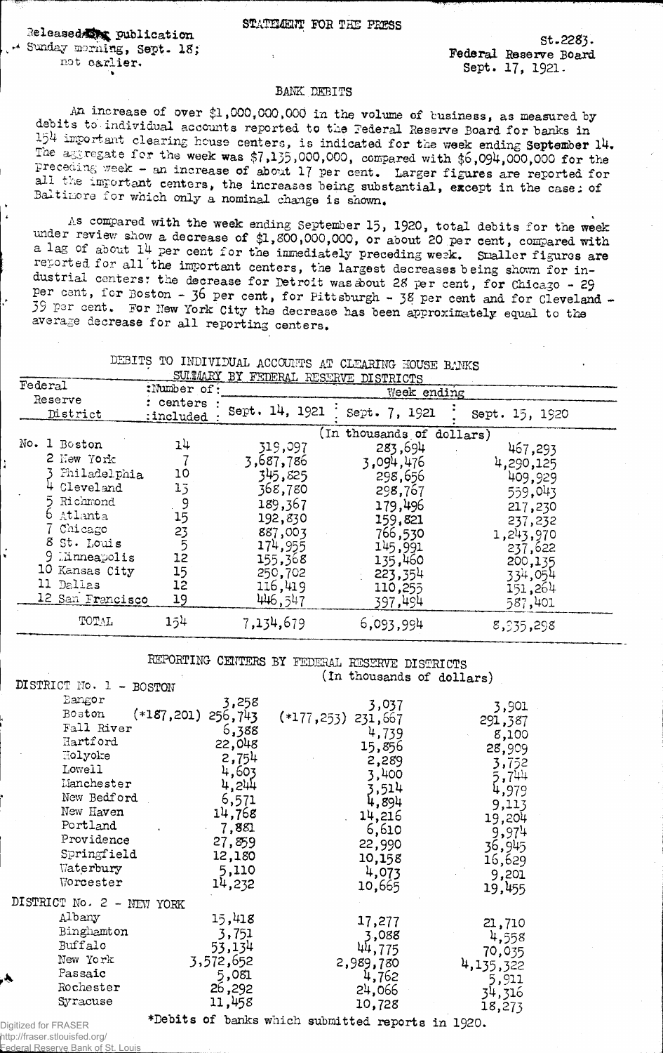Released for publication Sunday morning, Sept. 18; not earlier.

STATEMENT FOR THE PRESS

St.2283.
Federal Reserve Board
Sept. 17, 1921.

## BANK DEBITS

An increase of over $1,000,000,000 in the volume of business, as measured by debits to individual accounts reported to the Federal Reserve Board for banks in 154 important clearing house centers, is indicated for the week ending September 14. The aggregate for the week was $7,135,000,000, compared with $6,094,000,000 for the preceding week - an increase of about 17 per cent. Larger figures are reported for all the important centers, the increases being substantial, except in the cases of Baltimore for which only a nominal change is shown.

As compared with the week ending September 15, 1920, total debits for the week under review show a decrease of $1,800,000,000, or about 20 per cent, compared with a lag of about 14 per cent for the immediately preceding week. Smaller figures are reported for all the important centers, the largest decreases being shown for industrial centers: the decrease for Detroit was about 28 per cent, for Chicago - 29 per cent, for Boston - 36 per cent, for Pittsburgh - 38 per cent and for Cleveland - 39 per cent. For New York City the decrease has been approximately equal to the average decrease for all reporting centers.

DEBITS TO INDIVIDUAL ACCOUNTS AT CLEARING HOUSE BANKS
SUMMARY BY FEDERAL RESERVE DISTRICTS

| Federal Reserve District | Number of centers included | Week ending Sept. 14, 1921 | Sept. 7, 1921 | Sept. 15, 1920 |
|---|---|---|---|---|
| | | (In thousands of dollars) | | |
| No. 1 Boston | 14 | 319,097 | 283,694 | 467,293 |
| 2 New York | 7 | 3,687,786 | 3,094,476 | 4,290,125 |
| 3 Philadelphia | 10 | 345,825 | 298,656 | 409,929 |
| 4 Cleveland | 13 | 368,780 | 298,767 | 559,043 |
| 5 Richmond | 9 | 189,367 | 179,496 | 217,230 |
| 6 Atlanta | 15 | 192,830 | 159,821 | 237,232 |
| 7 Chicago | 23 | 887,003 | 766,530 | 1,243,970 |
| 8 St. Louis | 5 | 174,955 | 145,991 | 237,622 |
| 9 Minneapolis | 12 | 155,368 | 135,460 | 200,135 |
| 10 Kansas City | 15 | 250,702 | 223,354 | 334,054 |
| 11 Dallas | 12 | 116,419 | 110,255 | 151,264 |
| 12 San Francisco | 19 | 446,547 | 397,494 | 587,401 |
| TOTAL | 154 | 7,134,679 | 6,093,994 | 8,935,298 |

REPORTING CENTERS BY FEDERAL RESERVE DISTRICTS
(In thousands of dollars)

| | Sept. 14, 1921 | Sept. 7, 1921 | Sept. 15, 1920 |
|---|---|---|---|
| **DISTRICT No. 1 - BOSTON** | | | |
| Bangor | 3,258 | 3,037 | 3,901 |
| Boston | (*187,201) 256,743 | (*177,253) 231,667 | 291,387 |
| Fall River | 6,388 | 4,739 | 8,100 |
| Hartford | 22,048 | 15,856 | 28,909 |
| Holyoke | 2,754 | 2,289 | 3,752 |
| Lowell | 4,603 | 3,400 | 5,744 |
| Manchester | 4,244 | 3,514 | 4,979 |
| New Bedford | 6,571 | 4,894 | 9,113 |
| New Haven | 14,768 | 14,216 | 19,204 |
| Portland | 7,881 | 6,610 | 9,974 |
| Providence | 27,859 | 22,990 | 36,945 |
| Springfield | 12,180 | 10,158 | 16,629 |
| Waterbury | 5,110 | 4,073 | 9,201 |
| Worcester | 14,232 | 10,665 | 19,455 |
| **DISTRICT No. 2 - NEW YORK** | | | |
| Albany | 15,418 | 17,277 | 21,710 |
| Binghamton | 3,751 | 3,088 | 4,558 |
| Buffalo | 53,134 | 44,775 | 70,035 |
| New York | 3,572,652 | 2,989,780 | 4,135,322 |
| Passaic | 5,081 | 4,762 | 5,911 |
| Rochester | 26,292 | 24,066 | 34,316 |
| Syracuse | 11,458 | 10,728 | 18,273 |

*Debits of banks which submitted reports in 1920.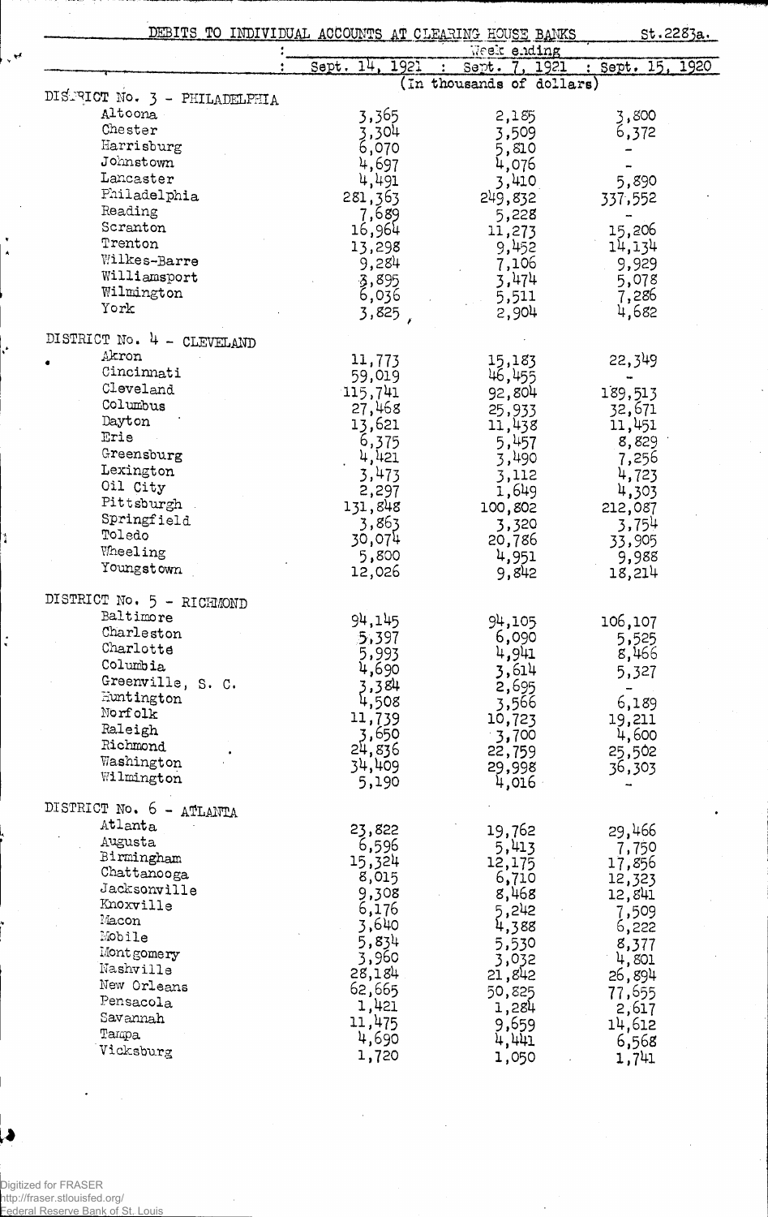## DEBITS TO INDIVIDUAL ACCOUNTS AT CLEARING HOUSE BANKS

St.2283a.

| | Week ending Sept. 14, 1921 | Week ending Sept. 7, 1921 | Week ending Sept. 15, 1920 |
|---|---|---|---|
| | (In thousands of dollars) | | |
| **DISTRICT No. 3 - PHILADELPHIA** | | | |
| Altoona | 3,365 | 2,185 | 3,800 |
| Chester | 3,304 | 3,509 | 6,372 |
| Harrisburg | 6,070 | 5,810 | - |
| Johnstown | 4,697 | 4,076 | - |
| Lancaster | 4,491 | 3,410 | 5,890 |
| Philadelphia | 281,363 | 249,832 | 337,552 |
| Reading | 7,689 | 5,228 | - |
| Scranton | 16,964 | 11,273 | 15,206 |
| Trenton | 13,298 | 9,452 | 14,134 |
| Wilkes-Barre | 9,284 | 7,106 | 9,929 |
| Williamsport | 3,895 | 3,474 | 5,078 |
| Wilmington | 6,036 | 5,511 | 7,286 |
| York | 3,825 | 2,904 | 4,682 |
| **DISTRICT No. 4 - CLEVELAND** | | | |
| Akron | 11,773 | 15,183 | 22,349 |
| Cincinnati | 59,019 | 46,455 | - |
| Cleveland | 115,741 | 92,804 | 189,513 |
| Columbus | 27,468 | 25,933 | 32,671 |
| Dayton | 13,621 | 11,438 | 11,451 |
| Erie | 6,375 | 5,457 | 8,829 |
| Greensburg | 4,421 | 3,490 | 7,256 |
| Lexington | 3,473 | 3,112 | 4,723 |
| Oil City | 2,297 | 1,649 | 4,303 |
| Pittsburgh | 131,848 | 100,802 | 212,087 |
| Springfield | 3,863 | 3,320 | 3,754 |
| Toledo | 30,074 | 20,786 | 33,905 |
| Wheeling | 5,800 | 4,951 | 9,988 |
| Youngstown | 12,026 | 9,842 | 18,214 |
| **DISTRICT No. 5 - RICHMOND** | | | |
| Baltimore | 94,145 | 94,105 | 106,107 |
| Charleston | 5,397 | 6,090 | 5,525 |
| Charlotte | 5,993 | 4,941 | 8,466 |
| Columbia | 4,690 | 3,614 | 5,327 |
| Greenville, S. C. | 3,384 | 2,695 | - |
| Huntington | 4,508 | 3,566 | 6,189 |
| Norfolk | 11,739 | 10,723 | 19,211 |
| Raleigh | 3,650 | 3,700 | 4,600 |
| Richmond | 24,836 | 22,759 | 25,502 |
| Washington | 34,409 | 29,998 | 36,303 |
| Wilmington | 5,190 | 4,016 | - |
| **DISTRICT No. 6 - ATLANTA** | | | |
| Atlanta | 23,822 | 19,762 | 29,466 |
| Augusta | 6,596 | 5,413 | 7,750 |
| Birmingham | 15,324 | 12,175 | 17,856 |
| Chattanooga | 8,015 | 6,710 | 12,323 |
| Jacksonville | 9,308 | 8,468 | 12,841 |
| Knoxville | 6,176 | 5,242 | 7,509 |
| Macon | 3,640 | 4,388 | 6,222 |
| Mobile | 5,834 | 5,530 | 8,377 |
| Montgomery | 3,960 | 3,032 | 4,801 |
| Nashville | 28,184 | 21,842 | 26,894 |
| New Orleans | 62,665 | 50,825 | 77,655 |
| Pensacola | 1,421 | 1,284 | 2,617 |
| Savannah | 11,475 | 9,659 | 14,612 |
| Tampa | 4,690 | 4,441 | 6,568 |
| Vicksburg | 1,720 | 1,050 | 1,741 |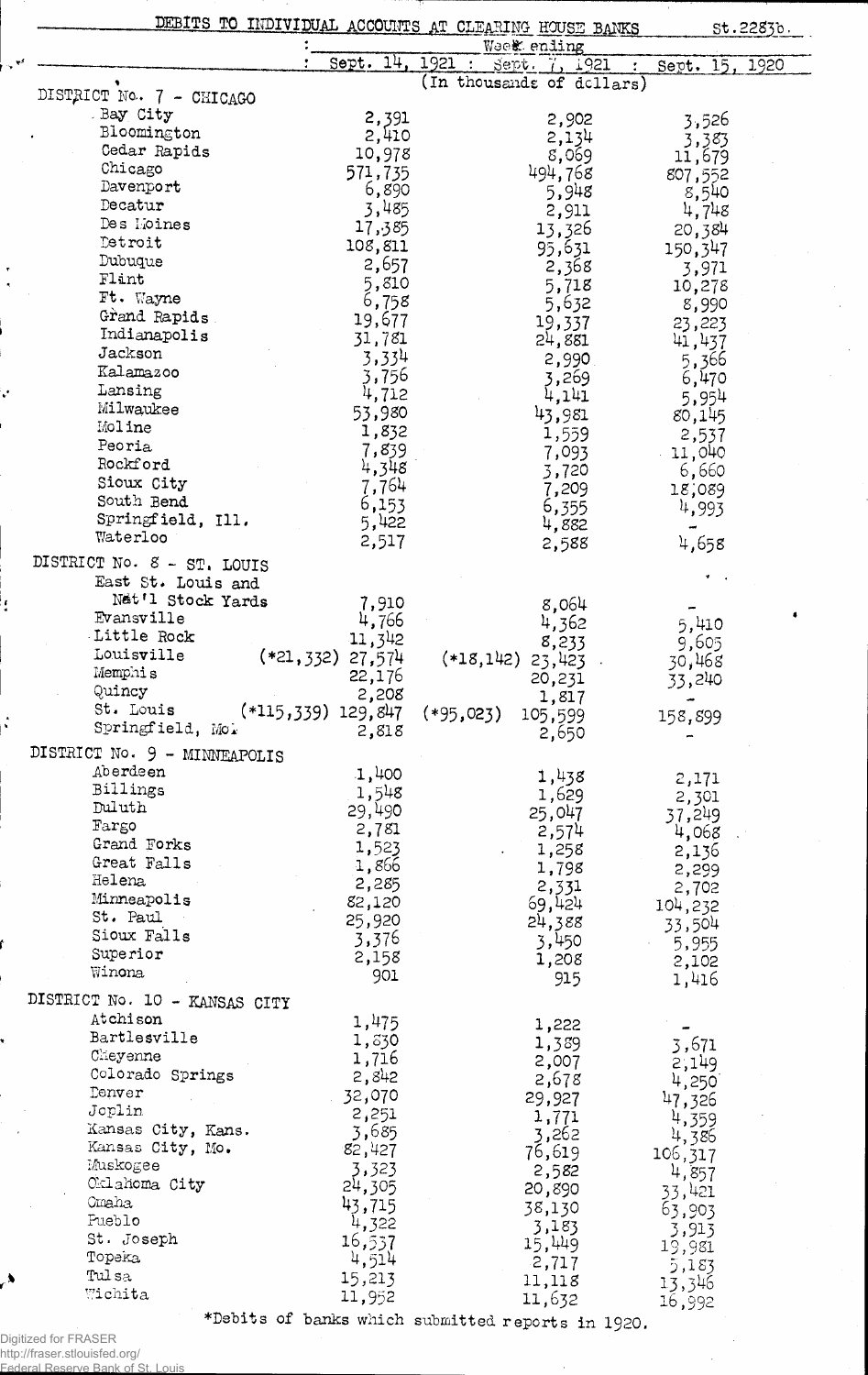## DEBITS TO INDIVIDUAL ACCOUNTS AT CLEARING HOUSE BANKS

St.2283b.

| | Week ending Sept. 14, 1921 | Week ending Sept. 7, 1921 | Week ending Sept. 15, 1920 |
|---|---|---|---|
| | (In thousands of dollars) | | |
| **DISTRICT No. 7 - CHICAGO** | | | |
| Bay City | 2,391 | 2,902 | 3,526 |
| Bloomington | 2,410 | 2,134 | 3,383 |
| Cedar Rapids | 10,978 | 8,069 | 11,679 |
| Chicago | 571,735 | 494,768 | 807,552 |
| Davenport | 6,890 | 5,948 | 8,540 |
| Decatur | 3,485 | 2,911 | 4,748 |
| Des Moines | 17,385 | 13,326 | 20,384 |
| Detroit | 108,811 | 95,631 | 150,347 |
| Dubuque | 2,657 | 2,368 | 3,971 |
| Flint | 5,810 | 5,718 | 10,278 |
| Ft. Wayne | 6,758 | 5,632 | 8,990 |
| Grand Rapids | 19,677 | 19,337 | 23,223 |
| Indianapolis | 31,781 | 24,881 | 41,437 |
| Jackson | 3,334 | 2,990 | 5,366 |
| Kalamazoo | 3,756 | 3,269 | 6,470 |
| Lansing | 4,712 | 4,141 | 5,954 |
| Milwaukee | 53,980 | 43,981 | 80,145 |
| Moline | 1,832 | 1,559 | 2,537 |
| Peoria | 7,839 | 7,093 | 11,040 |
| Rockford | 4,348 | 3,720 | 6,660 |
| Sioux City | 7,764 | 7,209 | 18,089 |
| South Bend | 6,153 | 6,355 | 4,993 |
| Springfield, Ill. | 5,422 | 4,882 | - |
| Waterloo | 2,517 | 2,588 | 4,658 |
| **DISTRICT No. 8 - ST. LOUIS** | | | |
| East St. Louis and Nat'l Stock Yards | 7,910 | 8,064 | - |
| Evansville | 4,766 | 4,362 | 5,410 |
| Little Rock | 11,342 | 8,233 | 9,605 |
| Louisville | (*21,332) 27,574 | (*18,142) 23,423 | 30,468 |
| Memphis | 22,176 | 20,231 | 33,240 |
| Quincy | 2,208 | 1,817 | - |
| St. Louis | (*115,339) 129,847 | (*95,023) 105,599 | 158,899 |
| Springfield, Mo. | 2,818 | 2,650 | - |
| **DISTRICT No. 9 - MINNEAPOLIS** | | | |
| Aberdeen | 1,400 | 1,438 | 2,171 |
| Billings | 1,548 | 1,629 | 2,301 |
| Duluth | 29,490 | 25,047 | 37,249 |
| Fargo | 2,781 | 2,574 | 4,068 |
| Grand Forks | 1,523 | 1,258 | 2,136 |
| Great Falls | 1,866 | 1,798 | 2,299 |
| Helena | 2,285 | 2,331 | 2,702 |
| Minneapolis | 82,120 | 69,424 | 104,232 |
| St. Paul | 25,920 | 24,388 | 33,504 |
| Sioux Falls | 3,376 | 3,450 | 5,955 |
| Superior | 2,158 | 1,208 | 2,102 |
| Winona | 901 | 915 | 1,416 |
| **DISTRICT No. 10 - KANSAS CITY** | | | |
| Atchison | 1,475 | 1,222 | - |
| Bartlesville | 1,830 | 1,389 | 3,671 |
| Cheyenne | 1,716 | 2,007 | 2,149 |
| Colorado Springs | 2,842 | 2,678 | 4,250 |
| Denver | 32,070 | 29,927 | 47,326 |
| Joplin | 2,251 | 1,771 | 4,359 |
| Kansas City, Kans. | 3,685 | 3,262 | 4,386 |
| Kansas City, Mo. | 82,427 | 76,619 | 106,317 |
| Muskogee | 3,323 | 2,582 | 4,857 |
| Oklahoma City | 24,305 | 20,890 | 33,421 |
| Omaha | 43,715 | 38,130 | 63,903 |
| Pueblo | 4,322 | 3,183 | 3,913 |
| St. Joseph | 16,537 | 15,449 | 19,981 |
| Topeka | 4,514 | 2,717 | 5,183 |
| Tulsa | 15,213 | 11,118 | 13,346 |
| Wichita | 11,952 | 11,632 | 16,992 |

*Debits of banks which submitted reports in 1920.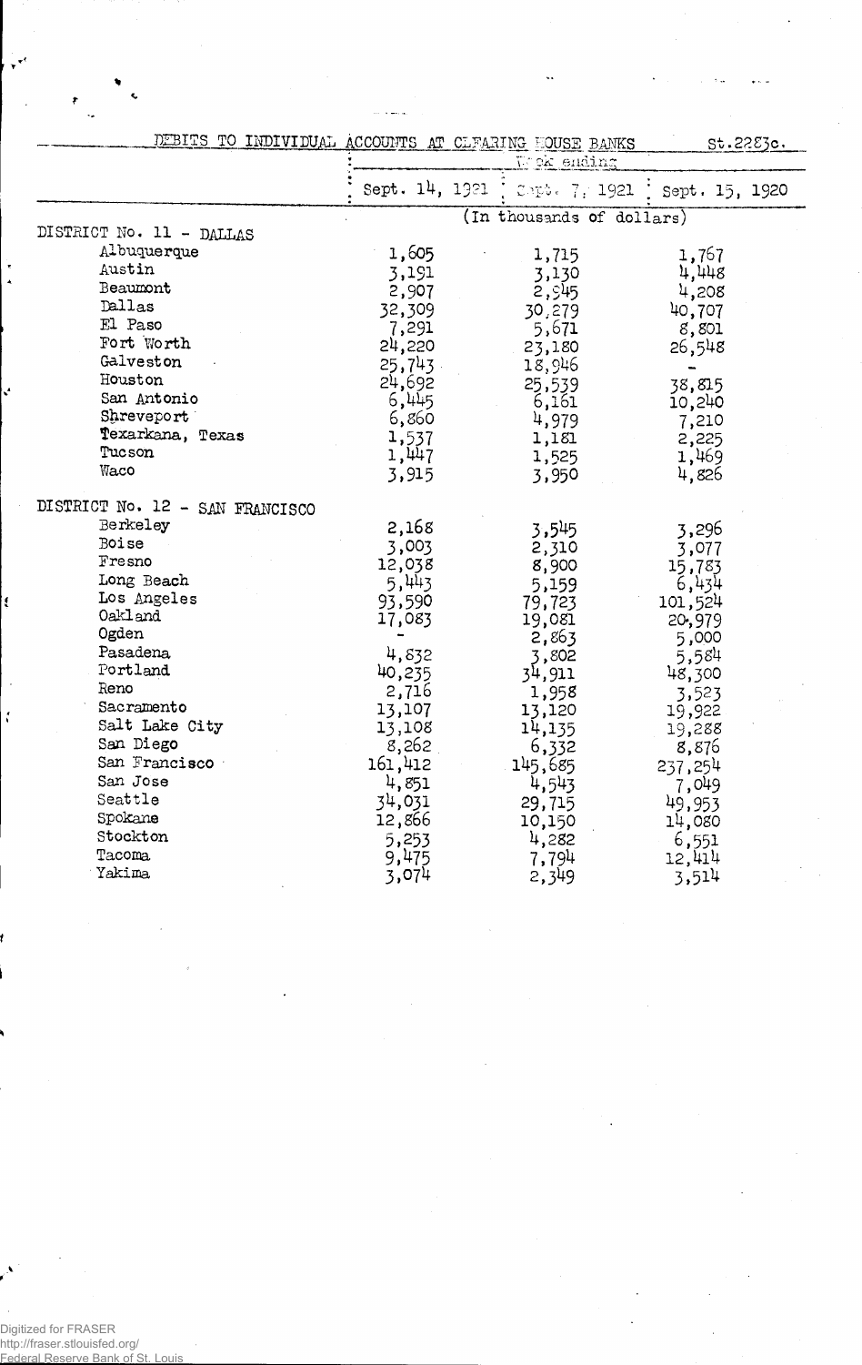DEBITS TO INDIVIDUAL ACCOUNTS AT CLEARING HOUSE BANKS St.2283c.

| | Week ending | | |
|---|---|---|---|
| | Sept. 14, 1921 | Sept. 7, 1921 | Sept. 15, 1920 |
| | (In thousands of dollars) | | |
| DISTRICT No. 11 - DALLAS | | | |
| Albuquerque | 1,605 | 1,715 | 1,767 |
| Austin | 3,191 | 3,130 | 4,448 |
| Beaumont | 2,907 | 2,945 | 4,208 |
| Dallas | 32,309 | 30,279 | 40,707 |
| El Paso | 7,291 | 5,671 | 8,801 |
| Fort Worth | 24,220 | 23,180 | 26,548 |
| Galveston | 25,743 | 18,946 | - |
| Houston | 24,692 | 25,539 | 38,815 |
| San Antonio | 6,445 | 6,161 | 10,240 |
| Shreveport | 6,860 | 4,979 | 7,210 |
| Texarkana, Texas | 1,537 | 1,181 | 2,225 |
| Tucson | 1,447 | 1,525 | 1,469 |
| Waco | 3,915 | 3,950 | 4,826 |
| DISTRICT No. 12 - SAN FRANCISCO | | | |
| Berkeley | 2,168 | 3,545 | 3,296 |
| Boise | 3,003 | 2,310 | 3,077 |
| Fresno | 12,038 | 8,900 | 15,783 |
| Long Beach | 5,443 | 5,159 | 6,434 |
| Los Angeles | 93,590 | 79,723 | 101,524 |
| Oakland | 17,083 | 19,081 | 20,979 |
| Ogden | - | 2,863 | 5,000 |
| Pasadena | 4,832 | 3,802 | 5,584 |
| Portland | 40,235 | 34,911 | 48,300 |
| Reno | 2,716 | 1,958 | 3,523 |
| Sacramento | 13,107 | 13,120 | 19,922 |
| Salt Lake City | 13,108 | 14,135 | 19,288 |
| San Diego | 8,262 | 6,332 | 8,876 |
| San Francisco | 161,412 | 145,685 | 237,254 |
| San Jose | 4,851 | 4,543 | 7,049 |
| Seattle | 34,031 | 29,715 | 49,953 |
| Spokane | 12,866 | 10,150 | 14,080 |
| Stockton | 5,253 | 4,282 | 6,551 |
| Tacoma | 9,475 | 7,794 | 12,414 |
| Yakima | 3,074 | 2,349 | 3,514 |